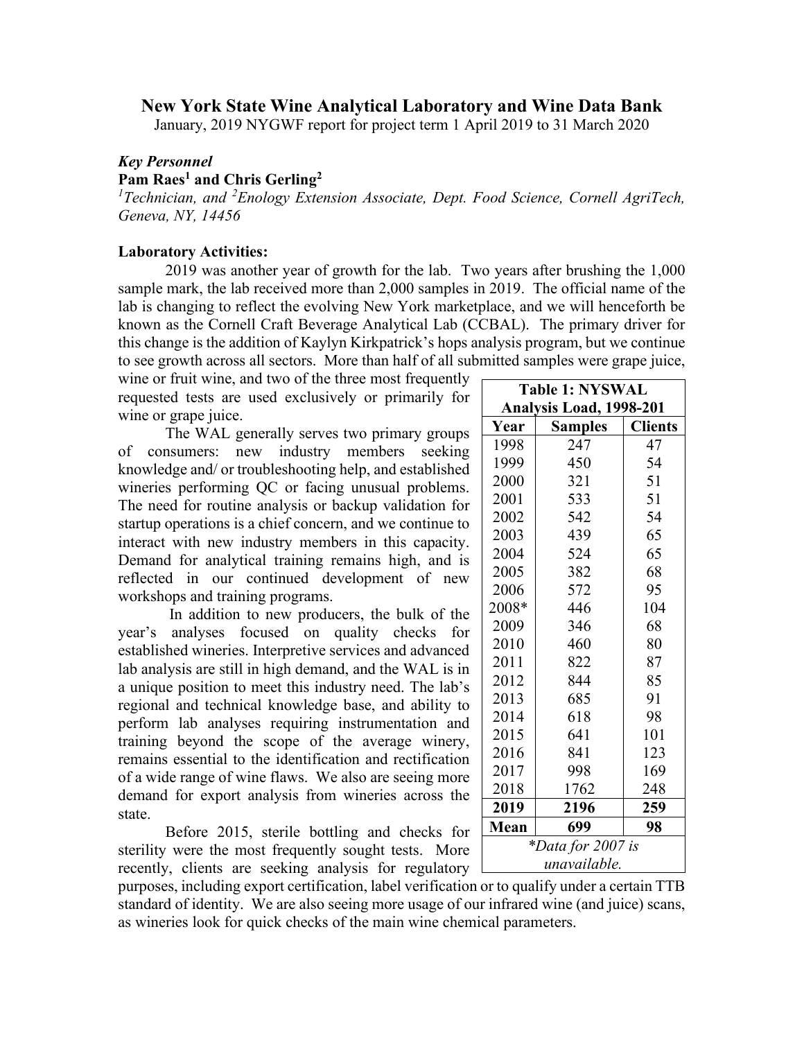# New York State Wine Analytical Laboratory and Wine Data Bank

January, 2019 NYGWF report for project term 1 April 2019 to 31 March 2020

***Key Personnel***

**Pam Raes[1] and Chris Gerling[2]**

*[1]Technician, and [2]Enology Extension Associate, Dept. Food Science, Cornell AgriTech, Geneva, NY, 14456*

**Laboratory Activities:**

2019 was another year of growth for the lab. Two years after brushing the 1,000 sample mark, the lab received more than 2,000 samples in 2019. The official name of the lab is changing to reflect the evolving New York marketplace, and we will henceforth be known as the Cornell Craft Beverage Analytical Lab (CCBAL). The primary driver for this change is the addition of Kaylyn Kirkpatrick's hops analysis program, but we continue to see growth across all sectors. More than half of all submitted samples were grape juice, wine or fruit wine, and two of the three most frequently requested tests are used exclusively or primarily for wine or grape juice.

The WAL generally serves two primary groups of consumers: new industry members seeking knowledge and/ or troubleshooting help, and established wineries performing QC or facing unusual problems. The need for routine analysis or backup validation for startup operations is a chief concern, and we continue to interact with new industry members in this capacity. Demand for analytical training remains high, and is reflected in our continued development of new workshops and training programs.

In addition to new producers, the bulk of the year's analyses focused on quality checks for established wineries. Interpretive services and advanced lab analysis are still in high demand, and the WAL is in a unique position to meet this industry need. The lab's regional and technical knowledge base, and ability to perform lab analyses requiring instrumentation and training beyond the scope of the average winery, remains essential to the identification and rectification of a wide range of wine flaws. We also are seeing more demand for export analysis from wineries across the state.

**Table 1: NYSWAL Analysis Load, 1998-201**

| Year | Samples | Clients |
|---|---|---|
| 1998 | 247 | 47 |
| 1999 | 450 | 54 |
| 2000 | 321 | 51 |
| 2001 | 533 | 51 |
| 2002 | 542 | 54 |
| 2003 | 439 | 65 |
| 2004 | 524 | 65 |
| 2005 | 382 | 68 |
| 2006 | 572 | 95 |
| 2008* | 446 | 104 |
| 2009 | 346 | 68 |
| 2010 | 460 | 80 |
| 2011 | 822 | 87 |
| 2012 | 844 | 85 |
| 2013 | 685 | 91 |
| 2014 | 618 | 98 |
| 2015 | 641 | 101 |
| 2016 | 841 | 123 |
| 2017 | 998 | 169 |
| 2018 | 1762 | 248 |
| **2019** | **2196** | **259** |
| **Mean** | **699** | **98** |

*\*Data for 2007 is unavailable.*

Before 2015, sterile bottling and checks for sterility were the most frequently sought tests. More recently, clients are seeking analysis for regulatory purposes, including export certification, label verification or to qualify under a certain TTB standard of identity. We are also seeing more usage of our infrared wine (and juice) scans, as wineries look for quick checks of the main wine chemical parameters.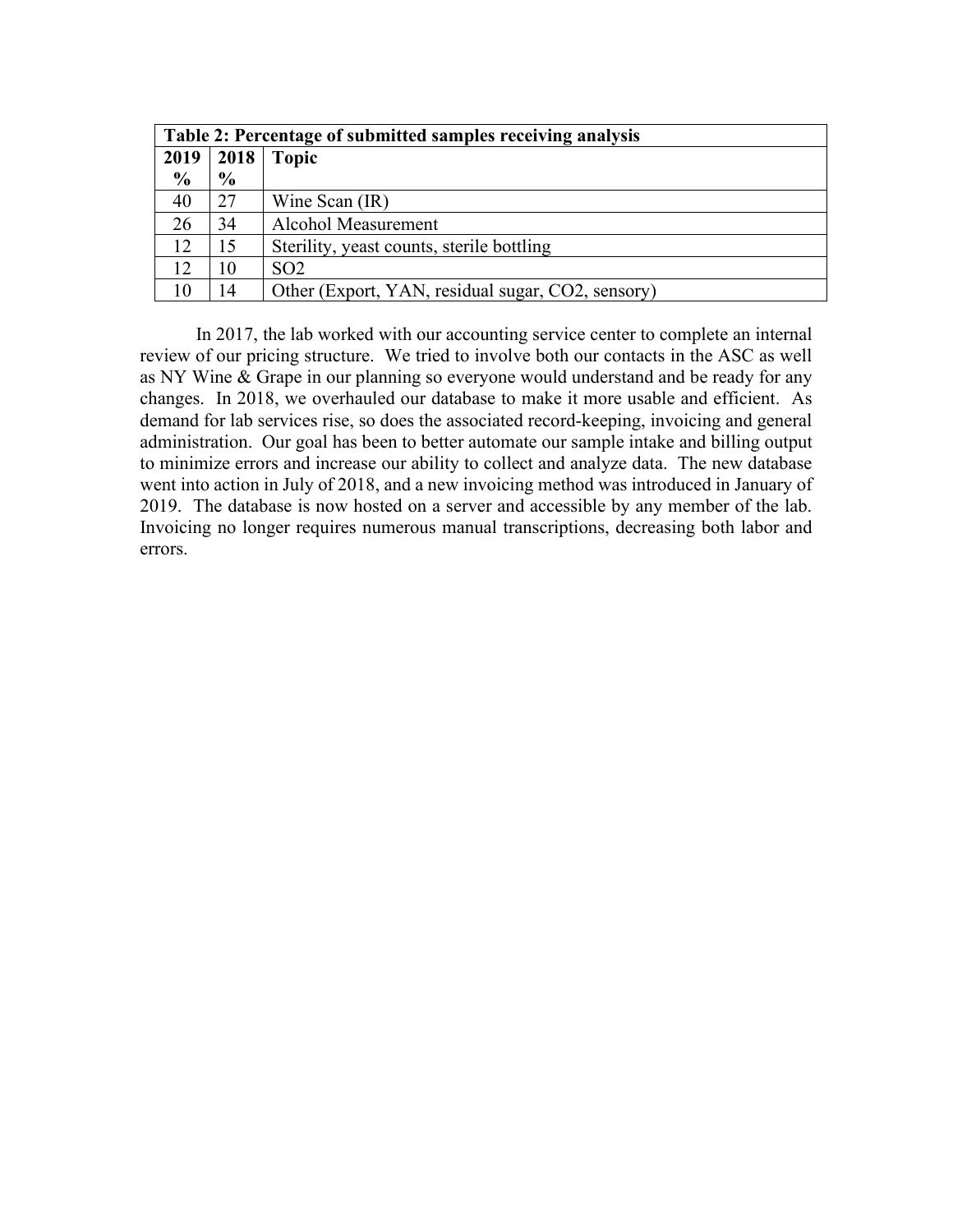**Table 2: Percentage of submitted samples receiving analysis**

| 2019 % | 2018 % | Topic |
|---|---|---|
| 40 | 27 | Wine Scan (IR) |
| 26 | 34 | Alcohol Measurement |
| 12 | 15 | Sterility, yeast counts, sterile bottling |
| 12 | 10 | $SO_2$ |
| 10 | 14 | Other (Export, YAN, residual sugar, $CO_2$, sensory) |

In 2017, the lab worked with our accounting service center to complete an internal review of our pricing structure. We tried to involve both our contacts in the ASC as well as NY Wine & Grape in our planning so everyone would understand and be ready for any changes. In 2018, we overhauled our database to make it more usable and efficient. As demand for lab services rise, so does the associated record-keeping, invoicing and general administration. Our goal has been to better automate our sample intake and billing output to minimize errors and increase our ability to collect and analyze data. The new database went into action in July of 2018, and a new invoicing method was introduced in January of 2019. The database is now hosted on a server and accessible by any member of the lab. Invoicing no longer requires numerous manual transcriptions, decreasing both labor and errors.